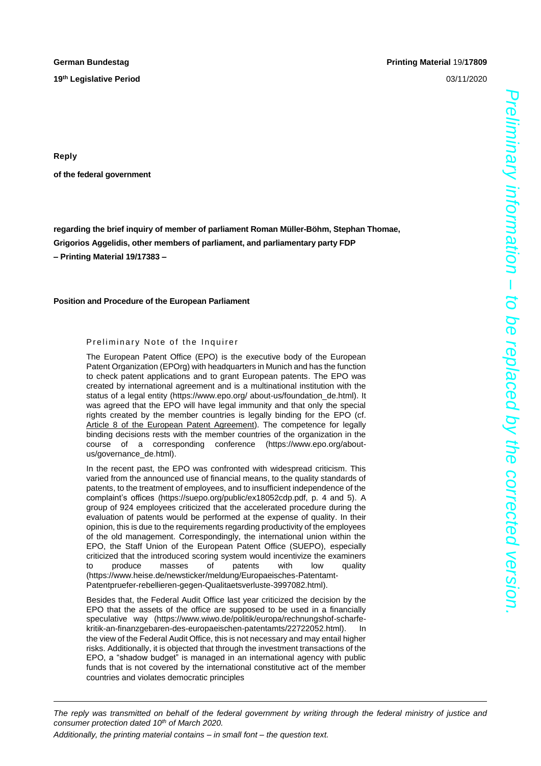**German Bundestag** **Printing Material** 19/**17809**

**19th Legislative Period** 03/11/2020

*Preliminary information – to be replaced by the corrected version.*

**Reply**

**of the federal government**

**regarding the brief inquiry of member of parliament Roman Müller-Böhm, Stephan Thomae, Grigorios Aggelidis, other members of parliament, and parliamentary party FDP**
**– Printing Material 19/17383 –**

**Position and Procedure of the European Parliament**

Preliminary Note of the Inquirer

The European Patent Office (EPO) is the executive body of the European Patent Organization (EPOrg) with headquarters in Munich and has the function to check patent applications and to grant European patents. The EPO was created by international agreement and is a multinational institution with the status of a legal entity (https://www.epo.org/ about-us/foundation_de.html). It was agreed that the EPO will have legal immunity and that only the special rights created by the member countries is legally binding for the EPO (cf. Article 8 of the European Patent Agreement). The competence for legally binding decisions rests with the member countries of the organization in the course of a corresponding conference (https://www.epo.org/about-us/governance_de.html).

In the recent past, the EPO was confronted with widespread criticism. This varied from the announced use of financial means, to the quality standards of patents, to the treatment of employees, and to insufficient independence of the complaint's offices (https://suepo.org/public/ex18052cdp.pdf, p. 4 and 5). A group of 924 employees criticized that the accelerated procedure during the evaluation of patents would be performed at the expense of quality. In their opinion, this is due to the requirements regarding productivity of the employees of the old management. Correspondingly, the international union within the EPO, the Staff Union of the European Patent Office (SUEPO), especially criticized that the introduced scoring system would incentivize the examiners to produce masses of patents with low quality (https://www.heise.de/newsticker/meldung/Europaeisches-Patentamt-Patentpruefer-rebellieren-gegen-Qualitaetsverluste-3997082.html).

Besides that, the Federal Audit Office last year criticized the decision by the EPO that the assets of the office are supposed to be used in a financially speculative way (https://www.wiwo.de/politik/europa/rechnungshof-scharfe-kritik-an-finanzgebaren-des-europaeischen-patentamts/22722052.html). In the view of the Federal Audit Office, this is not necessary and may entail higher risks. Additionally, it is objected that through the investment transactions of the EPO, a "shadow budget" is managed in an international agency with public funds that is not covered by the international constitutive act of the member countries and violates democratic principles

---

*The reply was transmitted on behalf of the federal government by writing through the federal ministry of justice and consumer protection dated 10th of March 2020.*
*Additionally, the printing material contains – in small font – the question text.*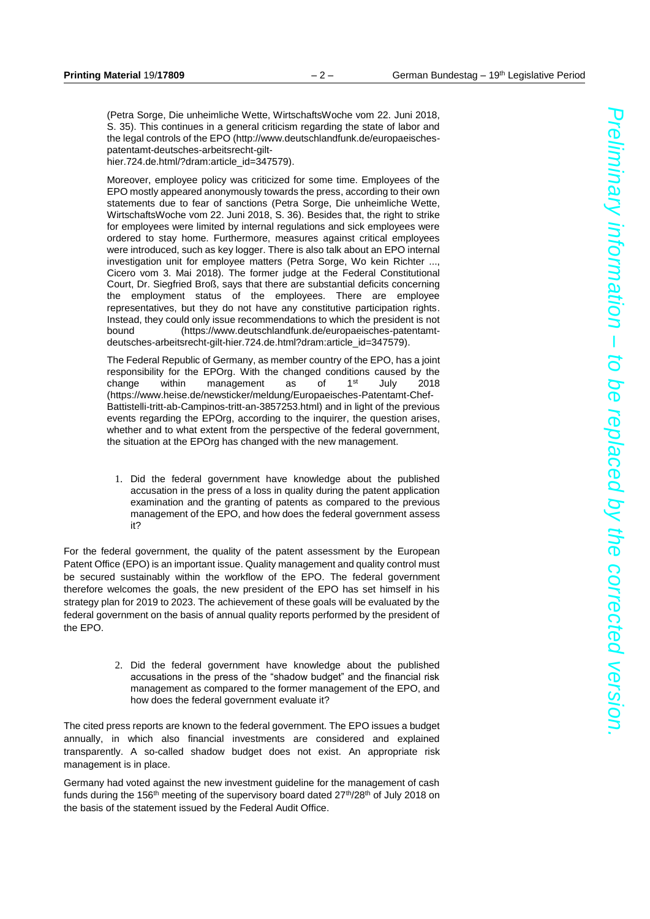(Petra Sorge, Die unheimliche Wette, WirtschaftsWoche vom 22. Juni 2018, S. 35). This continues in a general criticism regarding the state of labor and the legal controls of the EPO (http://www.deutschlandfunk.de/europaeisches-patentamt-deutsches-arbeitsrecht-gilt-hier.724.de.html/?dram:article_id=347579).

Moreover, employee policy was criticized for some time. Employees of the EPO mostly appeared anonymously towards the press, according to their own statements due to fear of sanctions (Petra Sorge, Die unheimliche Wette, WirtschaftsWoche vom 22. Juni 2018, S. 36). Besides that, the right to strike for employees were limited by internal regulations and sick employees were ordered to stay home. Furthermore, measures against critical employees were introduced, such as key logger. There is also talk about an EPO internal investigation unit for employee matters (Petra Sorge, Wo kein Richter ..., Cicero vom 3. Mai 2018). The former judge at the Federal Constitutional Court, Dr. Siegfried Broß, says that there are substantial deficits concerning the employment status of the employees. There are employee representatives, but they do not have any constitutive participation rights. Instead, they could only issue recommendations to which the president is not bound (https://www.deutschlandfunk.de/europaeisches-patentamt-deutsches-arbeitsrecht-gilt-hier.724.de.html?dram:article_id=347579).

The Federal Republic of Germany, as member country of the EPO, has a joint responsibility for the EPOrg. With the changed conditions caused by the change within management as of 1st July 2018 (https://www.heise.de/newsticker/meldung/Europaeisches-Patentamt-Chef-Battistelli-tritt-ab-Campinos-tritt-an-3857253.html) and in light of the previous events regarding the EPOrg, according to the inquirer, the question arises, whether and to what extent from the perspective of the federal government, the situation at the EPOrg has changed with the new management.

1. Did the federal government have knowledge about the published accusation in the press of a loss in quality during the patent application examination and the granting of patents as compared to the previous management of the EPO, and how does the federal government assess it?

For the federal government, the quality of the patent assessment by the European Patent Office (EPO) is an important issue. Quality management and quality control must be secured sustainably within the workflow of the EPO. The federal government therefore welcomes the goals, the new president of the EPO has set himself in his strategy plan for 2019 to 2023. The achievement of these goals will be evaluated by the federal government on the basis of annual quality reports performed by the president of the EPO.

2. Did the federal government have knowledge about the published accusations in the press of the "shadow budget" and the financial risk management as compared to the former management of the EPO, and how does the federal government evaluate it?

The cited press reports are known to the federal government. The EPO issues a budget annually, in which also financial investments are considered and explained transparently. A so-called shadow budget does not exist. An appropriate risk management is in place.

Germany had voted against the new investment guideline for the management of cash funds during the 156th meeting of the supervisory board dated 27th/28th of July 2018 on the basis of the statement issued by the Federal Audit Office.

*Preliminary information – to be replaced by the corrected version.*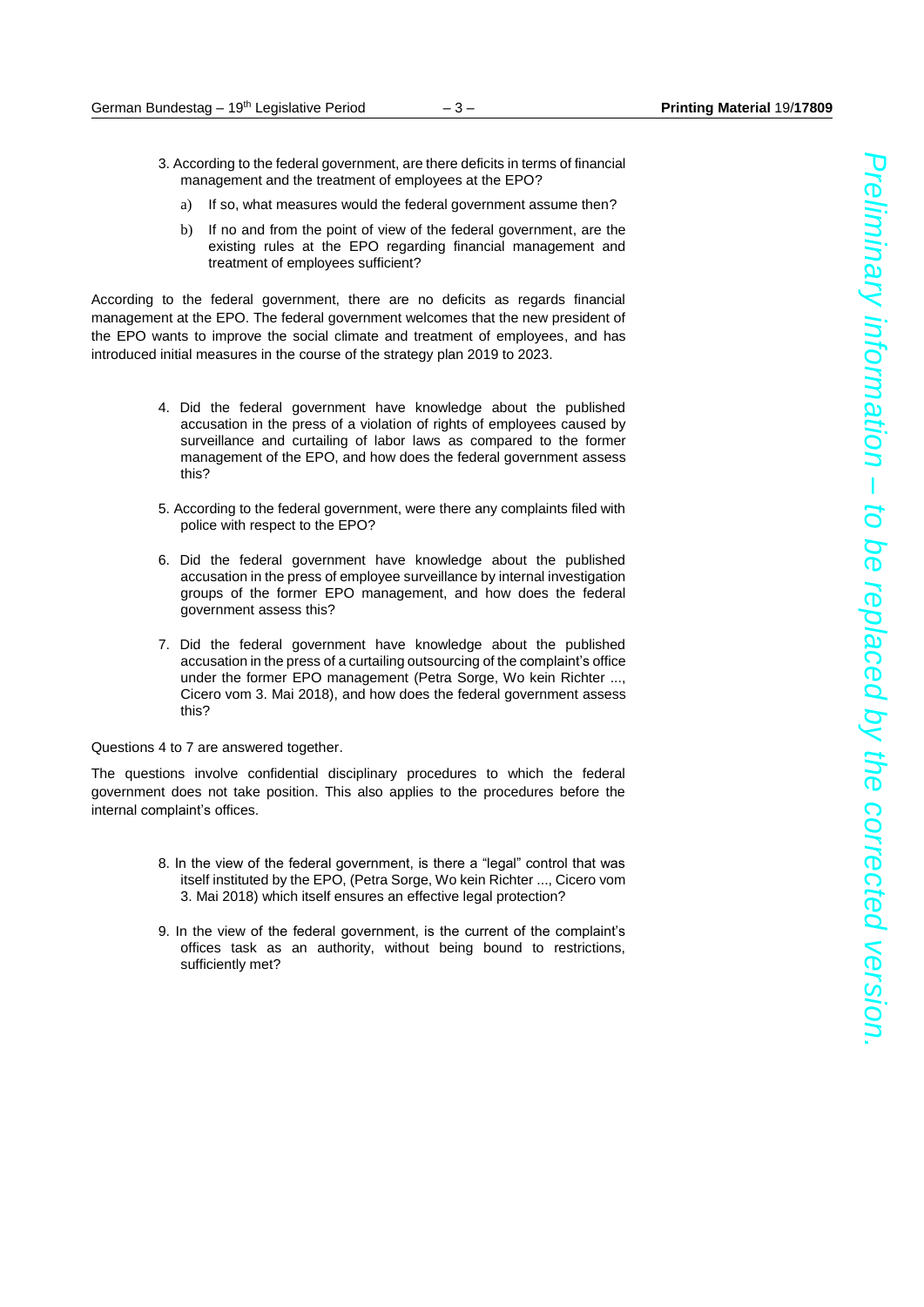3. According to the federal government, are there deficits in terms of financial management and the treatment of employees at the EPO?

   a) If so, what measures would the federal government assume then?

   b) If no and from the point of view of the federal government, are the existing rules at the EPO regarding financial management and treatment of employees sufficient?

According to the federal government, there are no deficits as regards financial management at the EPO. The federal government welcomes that the new president of the EPO wants to improve the social climate and treatment of employees, and has introduced initial measures in the course of the strategy plan 2019 to 2023.

4. Did the federal government have knowledge about the published accusation in the press of a violation of rights of employees caused by surveillance and curtailing of labor laws as compared to the former management of the EPO, and how does the federal government assess this?

5. According to the federal government, were there any complaints filed with police with respect to the EPO?

6. Did the federal government have knowledge about the published accusation in the press of employee surveillance by internal investigation groups of the former EPO management, and how does the federal government assess this?

7. Did the federal government have knowledge about the published accusation in the press of a curtailing outsourcing of the complaint's office under the former EPO management (Petra Sorge, Wo kein Richter ..., Cicero vom 3. Mai 2018), and how does the federal government assess this?

Questions 4 to 7 are answered together.

The questions involve confidential disciplinary procedures to which the federal government does not take position. This also applies to the procedures before the internal complaint's offices.

8. In the view of the federal government, is there a "legal" control that was itself instituted by the EPO, (Petra Sorge, Wo kein Richter ..., Cicero vom 3. Mai 2018) which itself ensures an effective legal protection?

9. In the view of the federal government, is the current of the complaint's offices task as an authority, without being bound to restrictions, sufficiently met?

*Preliminary information – to be replaced by the corrected version.*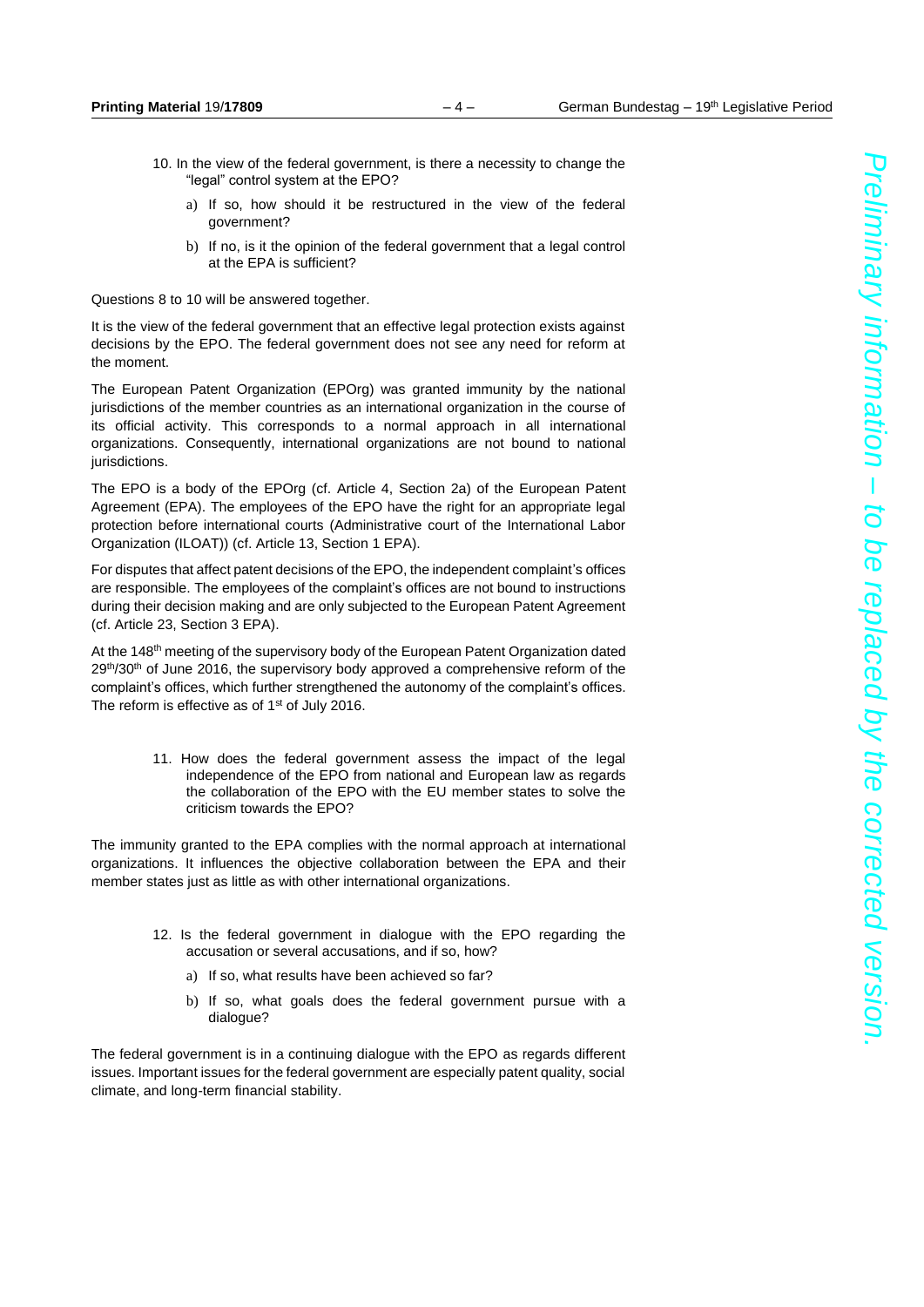10. In the view of the federal government, is there a necessity to change the "legal" control system at the EPO?

    a) If so, how should it be restructured in the view of the federal government?

    b) If no, is it the opinion of the federal government that a legal control at the EPA is sufficient?

Questions 8 to 10 will be answered together.

It is the view of the federal government that an effective legal protection exists against decisions by the EPO. The federal government does not see any need for reform at the moment.

The European Patent Organization (EPOrg) was granted immunity by the national jurisdictions of the member countries as an international organization in the course of its official activity. This corresponds to a normal approach in all international organizations. Consequently, international organizations are not bound to national jurisdictions.

The EPO is a body of the EPOrg (cf. Article 4, Section 2a) of the European Patent Agreement (EPA). The employees of the EPO have the right for an appropriate legal protection before international courts (Administrative court of the International Labor Organization (ILOAT)) (cf. Article 13, Section 1 EPA).

For disputes that affect patent decisions of the EPO, the independent complaint's offices are responsible. The employees of the complaint's offices are not bound to instructions during their decision making and are only subjected to the European Patent Agreement (cf. Article 23, Section 3 EPA).

At the 148th meeting of the supervisory body of the European Patent Organization dated 29th/30th of June 2016, the supervisory body approved a comprehensive reform of the complaint's offices, which further strengthened the autonomy of the complaint's offices. The reform is effective as of 1st of July 2016.

11. How does the federal government assess the impact of the legal independence of the EPO from national and European law as regards the collaboration of the EPO with the EU member states to solve the criticism towards the EPO?

The immunity granted to the EPA complies with the normal approach at international organizations. It influences the objective collaboration between the EPA and their member states just as little as with other international organizations.

12. Is the federal government in dialogue with the EPO regarding the accusation or several accusations, and if so, how?

    a) If so, what results have been achieved so far?

    b) If so, what goals does the federal government pursue with a dialogue?

The federal government is in a continuing dialogue with the EPO as regards different issues. Important issues for the federal government are especially patent quality, social climate, and long-term financial stability.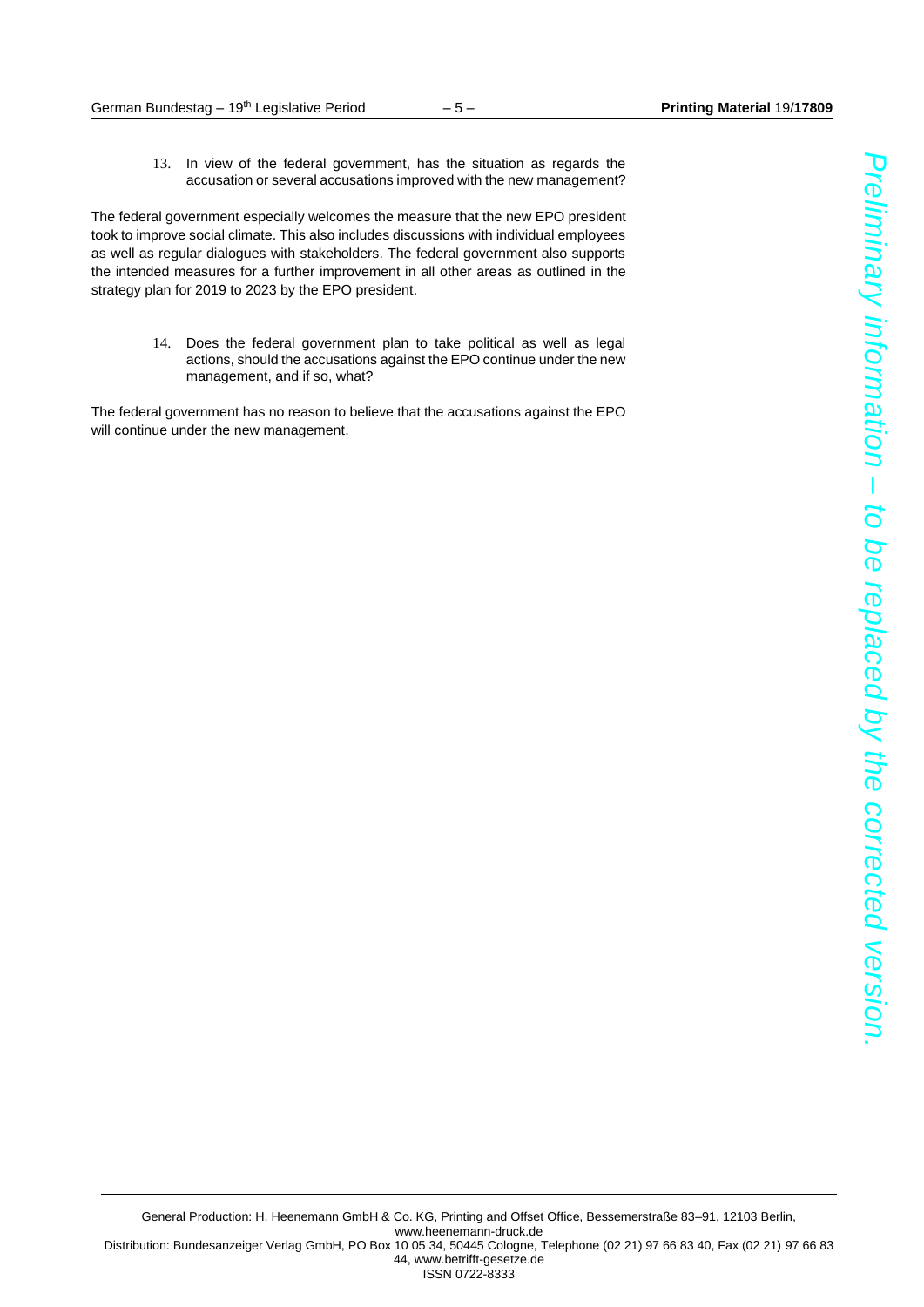13. In view of the federal government, has the situation as regards the accusation or several accusations improved with the new management?

The federal government especially welcomes the measure that the new EPO president took to improve social climate. This also includes discussions with individual employees as well as regular dialogues with stakeholders. The federal government also supports the intended measures for a further improvement in all other areas as outlined in the strategy plan for 2019 to 2023 by the EPO president.

14. Does the federal government plan to take political as well as legal actions, should the accusations against the EPO continue under the new management, and if so, what?

The federal government has no reason to believe that the accusations against the EPO will continue under the new management.

*Preliminary information – to be replaced by the corrected version.*

General Production: H. Heenemann GmbH & Co. KG, Printing and Offset Office, Bessemerstraße 83–91, 12103 Berlin, www.heenemann-druck.de
Distribution: Bundesanzeiger Verlag GmbH, PO Box 10 05 34, 50445 Cologne, Telephone (02 21) 97 66 83 40, Fax (02 21) 97 66 83 44, www.betrifft-gesetze.de
ISSN 0722-8333